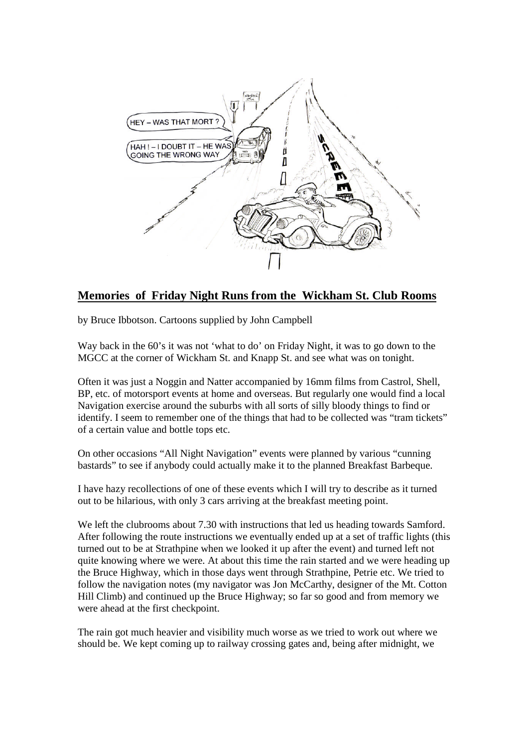## **Memories of Friday Night Runs from the Wickham St. Club Rooms**

by Bruce Ibbotson. Cartoons supplied by John Campbell

Way back in the 60's it was not 'what to do' on Friday Night, it was to go down to the MGCC at the corner of Wickham St. and Knapp St. and see what was on tonight.

Often it was just a Noggin and Natter accompanied by 16mm films from Castrol, Shell, BP, etc. of motorsport events at home and overseas. But regularly one would find a local Navigation exercise around the suburbs with all sorts of silly bloody things to find or identify. I seem to remember one of the things that had to be collected was "tram tickets" of a certain value and bottle tops etc.

On other occasions "All Night Navigation" events were planned by various "cunning bastards" to see if anybody could actually make it to the planned Breakfast Barbeque.

I have hazy recollections of one of these events which I will try to describe as it turned out to be hilarious, with only 3 cars arriving at the breakfast meeting point.

We left the clubrooms about 7.30 with instructions that led us heading towards Samford. After following the route instructions we eventually ended up at a set of traffic lights (this turned out to be at Strathpine when we looked it up after the event) and turned left not quite knowing where we were. At about this time the rain started and we were heading up the Bruce Highway, which in those days went through Strathpine, Petrie etc. We tried to follow the navigation notes (my navigator was Jon McCarthy, designer of the Mt. Cotton Hill Climb) and continued up the Bruce Highway; so far so good and from memory we were ahead at the first checkpoint.

The rain got much heavier and visibility much worse as we tried to work out where we should be. We kept coming up to railway crossing gates and, being after midnight, we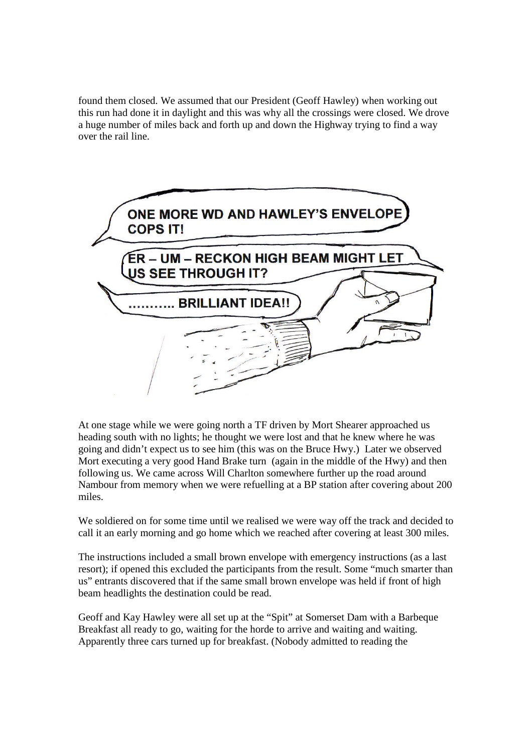found them closed. We assumed that our President (Geoff Hawley) when working out this run had done it in daylight and this was why all the crossings were closed. We drove a huge number of miles back and forth up and down the Highway trying to find a way over the rail line.

ONE MORE WD AND HAWLEY'S ENVELOPE COPS IT!

ER – UM – RECKON HIGH BEAM MIGHT LET US SEE THROUGH IT?

……….. BRILLIANT IDEA!!

At one stage while we were going north a TF driven by Mort Shearer approached us heading south with no lights; he thought we were lost and that he knew where he was going and didn't expect us to see him (this was on the Bruce Hwy.) Later we observed Mort executing a very good Hand Brake turn (again in the middle of the Hwy) and then following us. We came across Will Charlton somewhere further up the road around Nambour from memory when we were refuelling at a BP station after covering about 200 miles.

We soldiered on for some time until we realised we were way off the track and decided to call it an early morning and go home which we reached after covering at least 300 miles.

The instructions included a small brown envelope with emergency instructions (as a last resort); if opened this excluded the participants from the result. Some "much smarter than us" entrants discovered that if the same small brown envelope was held if front of high beam headlights the destination could be read.

Geoff and Kay Hawley were all set up at the "Spit" at Somerset Dam with a Barbeque Breakfast all ready to go, waiting for the horde to arrive and waiting and waiting. Apparently three cars turned up for breakfast. (Nobody admitted to reading the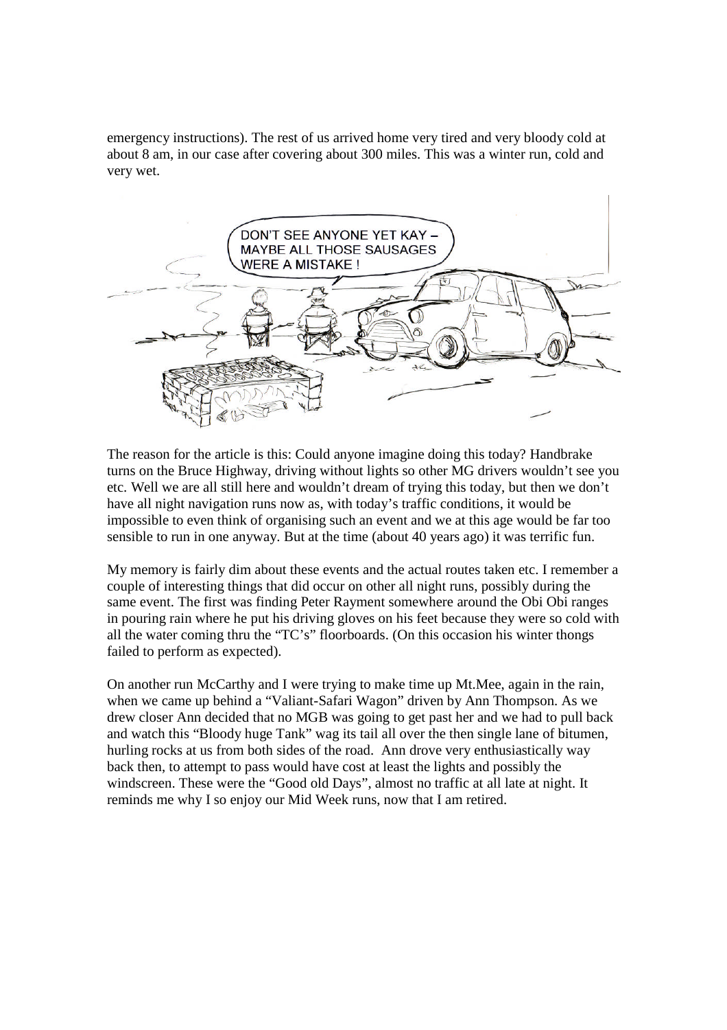emergency instructions). The rest of us arrived home very tired and very bloody cold at about 8 am, in our case after covering about 300 miles. This was a winter run, cold and very wet.

The reason for the article is this: Could anyone imagine doing this today? Handbrake turns on the Bruce Highway, driving without lights so other MG drivers wouldn't see you etc. Well we are all still here and wouldn't dream of trying this today, but then we don't have all night navigation runs now as, with today's traffic conditions, it would be impossible to even think of organising such an event and we at this age would be far too sensible to run in one anyway. But at the time (about 40 years ago) it was terrific fun.

My memory is fairly dim about these events and the actual routes taken etc. I remember a couple of interesting things that did occur on other all night runs, possibly during the same event. The first was finding Peter Rayment somewhere around the Obi Obi ranges in pouring rain where he put his driving gloves on his feet because they were so cold with all the water coming thru the "TC's" floorboards. (On this occasion his winter thongs failed to perform as expected).

On another run McCarthy and I were trying to make time up Mt.Mee, again in the rain, when we came up behind a "Valiant-Safari Wagon" driven by Ann Thompson. As we drew closer Ann decided that no MGB was going to get past her and we had to pull back and watch this "Bloody huge Tank" wag its tail all over the then single lane of bitumen, hurling rocks at us from both sides of the road. Ann drove very enthusiastically way back then, to attempt to pass would have cost at least the lights and possibly the windscreen. These were the "Good old Days", almost no traffic at all late at night. It reminds me why I so enjoy our Mid Week runs, now that I am retired.